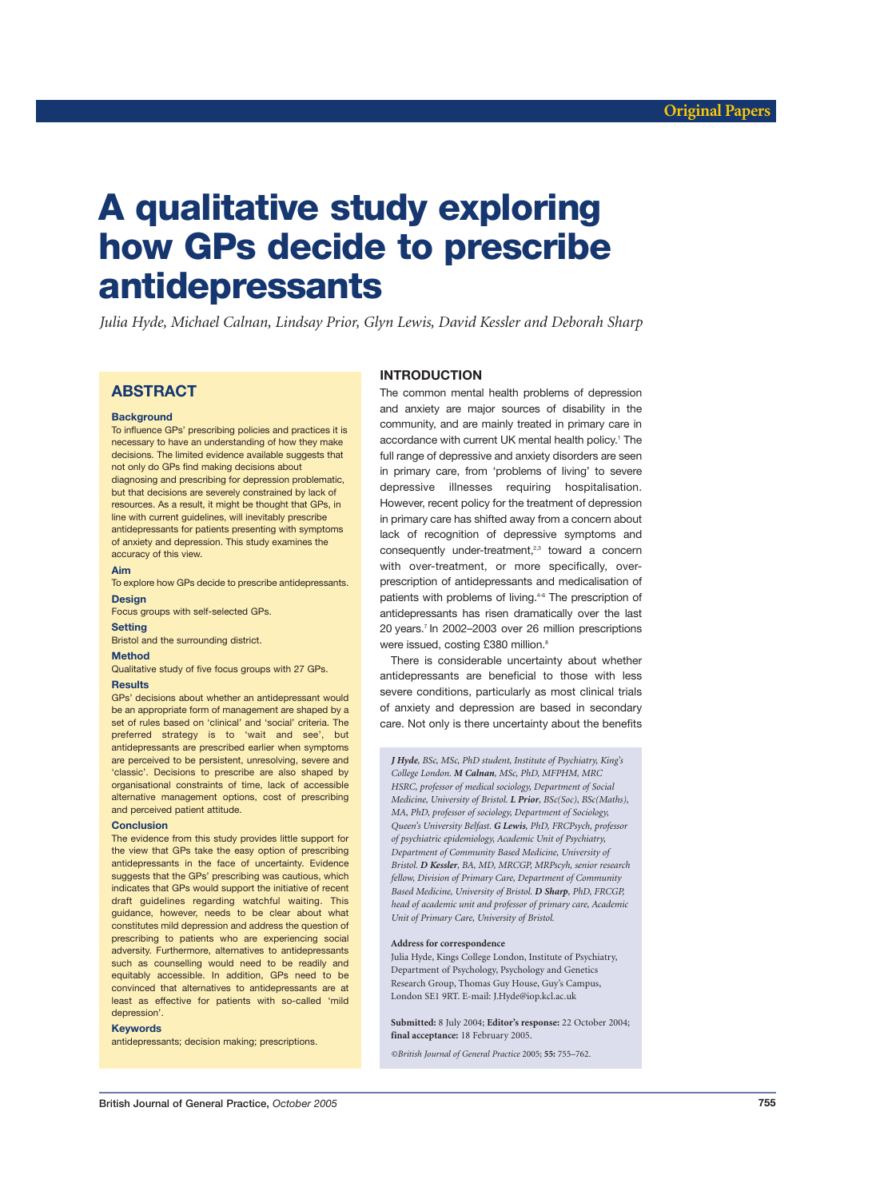# A qualitative study exploring how GPs decide to prescribe antidepressants

*Julia Hyde, Michael Calnan, Lindsay Prior, Glyn Lewis, David Kessler and Deborah Sharp*

## ABSTRACT

### Background

To influence GPs' prescribing policies and practices it is necessary to have an understanding of how they make decisions. The limited evidence available suggests that not only do GPs find making decisions about diagnosing and prescribing for depression problematic, but that decisions are severely constrained by lack of resources. As a result, it might be thought that GPs, in line with current guidelines, will inevitably prescribe antidepressants for patients presenting with symptoms of anxiety and depression. This study examines the accuracy of this view.

### Aim

To explore how GPs decide to prescribe antidepressants.

### Design

Focus groups with self-selected GPs.

### Setting

Bristol and the surrounding district.

### Method

Qualitative study of five focus groups with 27 GPs.

### Results

GPs' decisions about whether an antidepressant would be an appropriate form of management are shaped by a set of rules based on 'clinical' and 'social' criteria. The preferred strategy is to 'wait and see', but antidepressants are prescribed earlier when symptoms are perceived to be persistent, unresolving, severe and 'classic'. Decisions to prescribe are also shaped by organisational constraints of time, lack of accessible alternative management options, cost of prescribing and perceived patient attitude.

### Conclusion

The evidence from this study provides little support for the view that GPs take the easy option of prescribing antidepressants in the face of uncertainty. Evidence suggests that the GPs' prescribing was cautious, which indicates that GPs would support the initiative of recent draft guidelines regarding watchful waiting. This guidance, however, needs to be clear about what constitutes mild depression and address the question of prescribing to patients who are experiencing social adversity. Furthermore, alternatives to antidepressants such as counselling would need to be readily and equitably accessible. In addition, GPs need to be convinced that alternatives to antidepressants are at least as effective for patients with so-called 'mild depression'.

### Keywords

antidepressants; decision making; prescriptions.

## INTRODUCTION

The common mental health problems of depression and anxiety are major sources of disability in the community, and are mainly treated in primary care in accordance with current UK mental health policy.[1] The full range of depressive and anxiety disorders are seen in primary care, from 'problems of living' to severe depressive illnesses requiring hospitalisation. However, recent policy for the treatment of depression in primary care has shifted away from a concern about lack of recognition of depressive symptoms and consequently under-treatment,[2,3] toward a concern with over-treatment, or more specifically, over-prescription of antidepressants and medicalisation of patients with problems of living.[4-6] The prescription of antidepressants has risen dramatically over the last 20 years.[7] In 2002–2003 over 26 million prescriptions were issued, costing £380 million.[8]

There is considerable uncertainty about whether antidepressants are beneficial to those with less severe conditions, particularly as most clinical trials of anxiety and depression are based in secondary care. Not only is there uncertainty about the benefits

*J Hyde*, BSc, MSc, PhD student, Institute of Psychiatry, King's College London. *M Calnan*, MSc, PhD, MFPHM, MRC HSRC, professor of medical sociology, Department of Social Medicine, University of Bristol. *L Prior*, BSc(Soc), BSc(Maths), MA, PhD, professor of sociology, Department of Sociology, Queen's University Belfast. *G Lewis*, PhD, FRCPsych, professor of psychiatric epidemiology, Academic Unit of Psychiatry, Department of Community Based Medicine, University of Bristol. *D Kessler*, BA, MD, MRCGP, MRPsych, senior research fellow, Division of Primary Care, Department of Community Based Medicine, University of Bristol. *D Sharp*, PhD, FRCGP, head of academic unit and professor of primary care, Academic Unit of Primary Care, University of Bristol.

**Address for correspondence**

Julia Hyde, Kings College London, Institute of Psychiatry, Department of Psychology, Psychology and Genetics Research Group, Thomas Guy House, Guy's Campus, London SE1 9RT. E-mail: J.Hyde@iop.kcl.ac.uk

**Submitted:** 8 July 2004; **Editor's response:** 22 October 2004; **final acceptance:** 18 February 2005.

©*British Journal of General Practice* 2005; **55:** 755–762.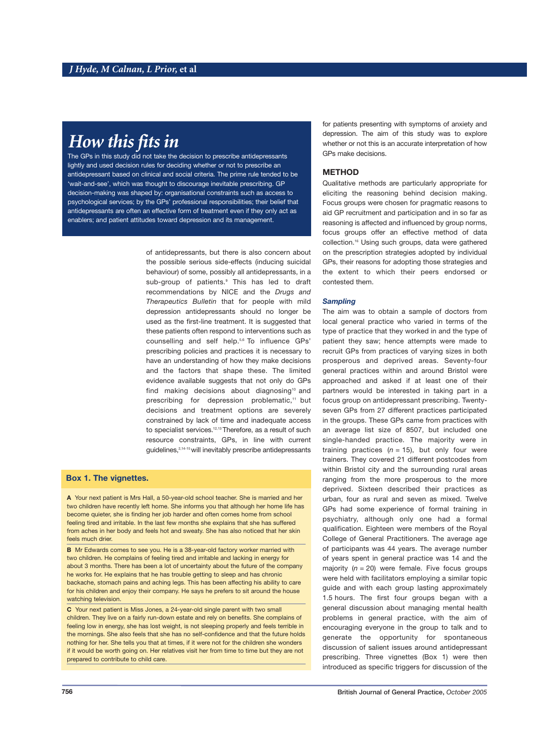## How this fits in

The GPs in this study did not take the decision to prescribe antidepressants lightly and used decision rules for deciding whether or not to prescribe an antidepressant based on clinical and social criteria. The prime rule tended to be 'wait-and-see', which was thought to discourage inevitable prescribing. GP decision-making was shaped by: organisational constraints such as access to psychological services; by the GPs' professional responsibilities; their belief that antidepressants are often an effective form of treatment even if they only act as enablers; and patient attitudes toward depression and its management.

of antidepressants, but there is also concern about the possible serious side-effects (inducing suicidal behaviour) of some, possibly all antidepressants, in a sub-group of patients.[9] This has led to draft recommendations by NICE and the *Drugs and Therapeutics Bulletin* that for people with mild depression antidepressants should no longer be used as the first-line treatment. It is suggested that these patients often respond to interventions such as counselling and self help.[5,6] To influence GPs' prescribing policies and practices it is necessary to have an understanding of how they make decisions and the factors that shape these. The limited evidence available suggests that not only do GPs find making decisions about diagnosing[10] and prescribing for depression problematic,[11] but decisions and treatment options are severely constrained by lack of time and inadequate access to specialist services.[12,13] Therefore, as a result of such resource constraints, GPs, in line with current guidelines,[2,14-15] will inevitably prescribe antidepressants for patients presenting with symptoms of anxiety and depression. The aim of this study was to explore whether or not this is an accurate interpretation of how GPs make decisions.

**Box 1. The vignettes.**

**A** Your next patient is Mrs Hall, a 50-year-old school teacher. She is married and her two children have recently left home. She informs you that although her home life has become quieter, she is finding her job harder and often comes home from school feeling tired and irritable. In the last few months she explains that she has suffered from aches in her body and feels hot and sweaty. She has also noticed that her skin feels much drier.

**B** Mr Edwards comes to see you. He is a 38-year-old factory worker married with two children. He complains of feeling tired and irritable and lacking in energy for about 3 months. There has been a lot of uncertainty about the future of the company he works for. He explains that he has trouble getting to sleep and has chronic backache, stomach pains and aching legs. This has been affecting his ability to care for his children and enjoy their company. He says he prefers to sit around the house watching television.

**C** Your next patient is Miss Jones, a 24-year-old single parent with two small children. They live on a fairly run-down estate and rely on benefits. She complains of feeling low in energy, she has lost weight, is not sleeping properly and feels terrible in the mornings. She also feels that she has no self-confidence and that the future holds nothing for her. She tells you that at times, if it were not for the children she wonders if it would be worth going on. Her relatives visit her from time to time but they are not prepared to contribute to child care.

## METHOD

Qualitative methods are particularly appropriate for eliciting the reasoning behind decision making. Focus groups were chosen for pragmatic reasons to aid GP recruitment and participation and in so far as reasoning is affected and influenced by group norms, focus groups offer an effective method of data collection.[16] Using such groups, data were gathered on the prescription strategies adopted by individual GPs, their reasons for adopting those strategies and the extent to which their peers endorsed or contested them.

### *Sampling*

The aim was to obtain a sample of doctors from local general practice who varied in terms of the type of practice that they worked in and the type of patient they saw; hence attempts were made to recruit GPs from practices of varying sizes in both prosperous and deprived areas. Seventy-four general practices within and around Bristol were approached and asked if at least one of their partners would be interested in taking part in a focus group on antidepressant prescribing. Twenty-seven GPs from 27 different practices participated in the groups. These GPs came from practices with an average list size of 8507, but included one single-handed practice. The majority were in training practices ($n$ = 15), but only four were trainers. They covered 21 different postcodes from within Bristol city and the surrounding rural areas ranging from the more prosperous to the more deprived. Sixteen described their practices as urban, four as rural and seven as mixed. Twelve GPs had some experience of formal training in psychiatry, although only one had a formal qualification. Eighteen were members of the Royal College of General Practitioners. The average age of participants was 44 years. The average number of years spent in general practice was 14 and the majority ($n$ = 20) were female. Five focus groups were held with facilitators employing a similar topic guide and with each group lasting approximately 1.5 hours. The first four groups began with a general discussion about managing mental health problems in general practice, with the aim of encouraging everyone in the group to talk and to generate the opportunity for spontaneous discussion of salient issues around antidepressant prescribing. Three vignettes (Box 1) were then introduced as specific triggers for discussion of the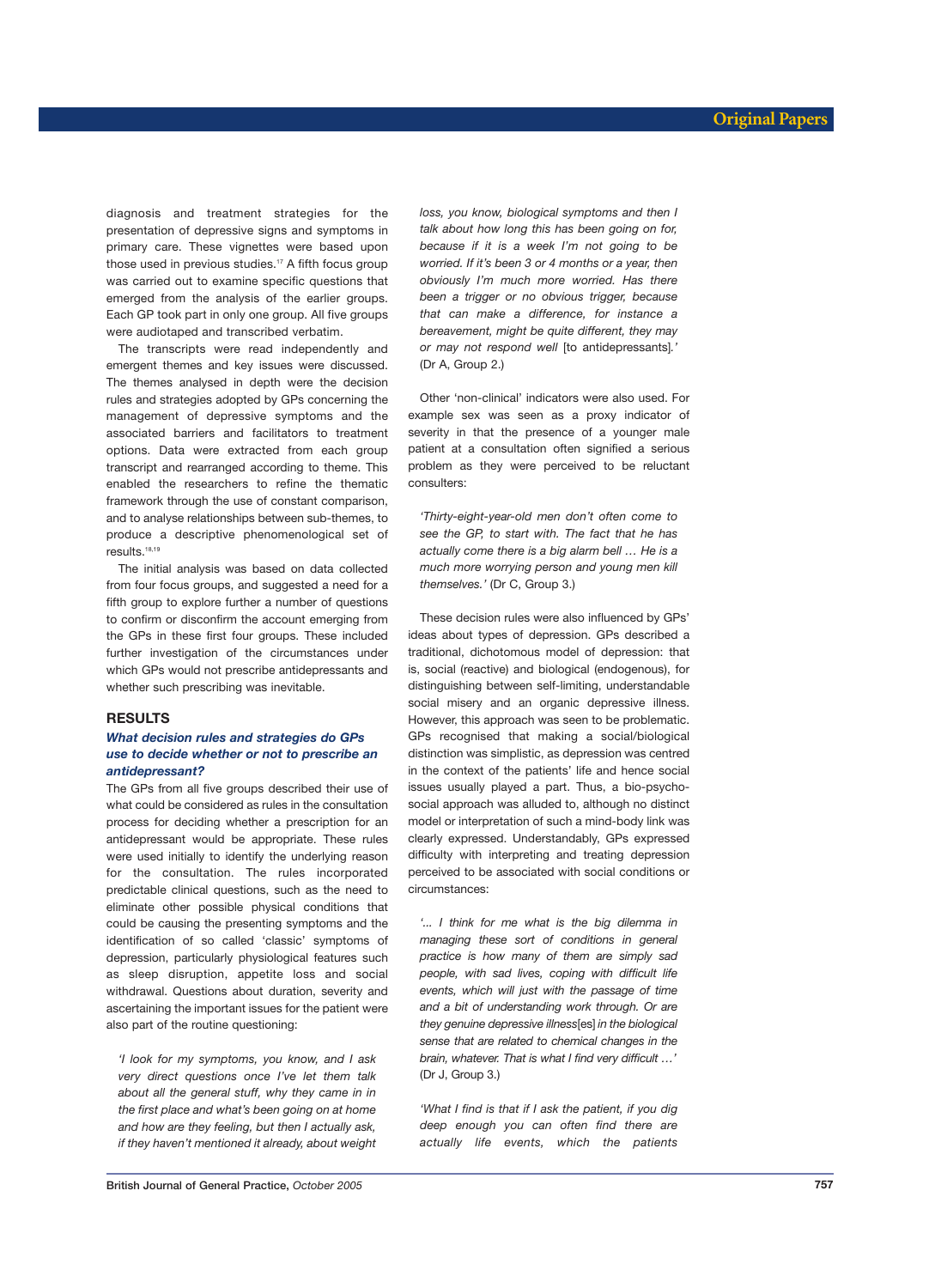diagnosis and treatment strategies for the presentation of depressive signs and symptoms in primary care. These vignettes were based upon those used in previous studies.[17] A fifth focus group was carried out to examine specific questions that emerged from the analysis of the earlier groups. Each GP took part in only one group. All five groups were audiotaped and transcribed verbatim.

The transcripts were read independently and emergent themes and key issues were discussed. The themes analysed in depth were the decision rules and strategies adopted by GPs concerning the management of depressive symptoms and the associated barriers and facilitators to treatment options. Data were extracted from each group transcript and rearranged according to theme. This enabled the researchers to refine the thematic framework through the use of constant comparison, and to analyse relationships between sub-themes, to produce a descriptive phenomenological set of results.[18,19]

The initial analysis was based on data collected from four focus groups, and suggested a need for a fifth group to explore further a number of questions to confirm or disconfirm the account emerging from the GPs in these first four groups. These included further investigation of the circumstances under which GPs would not prescribe antidepressants and whether such prescribing was inevitable.

## RESULTS

### *What decision rules and strategies do GPs use to decide whether or not to prescribe an antidepressant?*

The GPs from all five groups described their use of what could be considered as rules in the consultation process for deciding whether a prescription for an antidepressant would be appropriate. These rules were used initially to identify the underlying reason for the consultation. The rules incorporated predictable clinical questions, such as the need to eliminate other possible physical conditions that could be causing the presenting symptoms and the identification of so called 'classic' symptoms of depression, particularly physiological features such as sleep disruption, appetite loss and social withdrawal. Questions about duration, severity and ascertaining the important issues for the patient were also part of the routine questioning:

> *'I look for my symptoms, you know, and I ask very direct questions once I've let them talk about all the general stuff, why they came in in the first place and what's been going on at home and how are they feeling, but then I actually ask, if they haven't mentioned it already, about weight loss, you know, biological symptoms and then I talk about how long this has been going on for, because if it is a week I'm not going to be worried. If it's been 3 or 4 months or a year, then obviously I'm much more worried. Has there been a trigger or no obvious trigger, because that can make a difference, for instance a bereavement, might be quite different, they may or may not respond well* [to antidepressants]*.'* (Dr A, Group 2.)

Other 'non-clinical' indicators were also used. For example sex was seen as a proxy indicator of severity in that the presence of a younger male patient at a consultation often signified a serious problem as they were perceived to be reluctant consulters:

> *'Thirty-eight-year-old men don't often come to see the GP, to start with. The fact that he has actually come there is a big alarm bell … He is a much more worrying person and young men kill themselves.'* (Dr C, Group 3.)

These decision rules were also influenced by GPs' ideas about types of depression. GPs described a traditional, dichotomous model of depression: that is, social (reactive) and biological (endogenous), for distinguishing between self-limiting, understandable social misery and an organic depressive illness. However, this approach was seen to be problematic. GPs recognised that making a social/biological distinction was simplistic, as depression was centred in the context of the patients' life and hence social issues usually played a part. Thus, a bio-psycho-social approach was alluded to, although no distinct model or interpretation of such a mind-body link was clearly expressed. Understandably, GPs expressed difficulty with interpreting and treating depression perceived to be associated with social conditions or circumstances:

> *'… I think for me what is the big dilemma in managing these sort of conditions in general practice is how many of them are simply sad people, with sad lives, coping with difficult life events, which will just with the passage of time and a bit of understanding work through. Or are they genuine depressive illness*[es] *in the biological sense that are related to chemical changes in the brain, whatever. That is what I find very difficult …'* (Dr J, Group 3.)

> *'What I find is that if I ask the patient, if you dig deep enough you can often find there are actually life events, which the patients*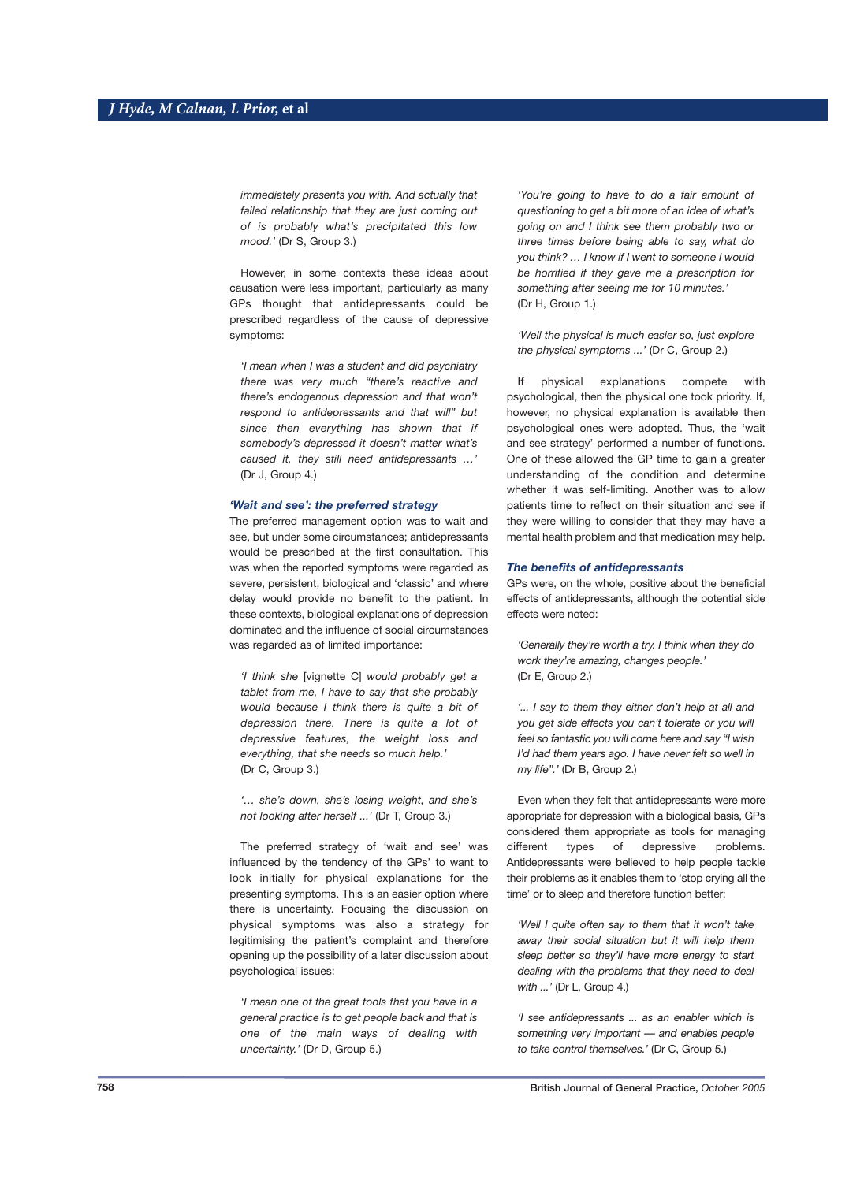*immediately presents you with. And actually that failed relationship that they are just coming out of is probably what's precipitated this low mood.'* (Dr S, Group 3.)

However, in some contexts these ideas about causation were less important, particularly as many GPs thought that antidepressants could be prescribed regardless of the cause of depressive symptoms:

*'I mean when I was a student and did psychiatry there was very much "there's reactive and there's endogenous depression and that won't respond to antidepressants and that will" but since then everything has shown that if somebody's depressed it doesn't matter what's caused it, they still need antidepressants …'* (Dr J, Group 4.)

### *'Wait and see': the preferred strategy*

The preferred management option was to wait and see, but under some circumstances; antidepressants would be prescribed at the first consultation. This was when the reported symptoms were regarded as severe, persistent, biological and 'classic' and where delay would provide no benefit to the patient. In these contexts, biological explanations of depression dominated and the influence of social circumstances was regarded as of limited importance:

*'I think she* [vignette C] *would probably get a tablet from me, I have to say that she probably would because I think there is quite a bit of depression there. There is quite a lot of depressive features, the weight loss and everything, that she needs so much help.'* (Dr C, Group 3.)

*'… she's down, she's losing weight, and she's not looking after herself ...'* (Dr T, Group 3.)

The preferred strategy of 'wait and see' was influenced by the tendency of the GPs' to want to look initially for physical explanations for the presenting symptoms. This is an easier option where there is uncertainty. Focusing the discussion on physical symptoms was also a strategy for legitimising the patient's complaint and therefore opening up the possibility of a later discussion about psychological issues:

*'I mean one of the great tools that you have in a general practice is to get people back and that is one of the main ways of dealing with uncertainty.'* (Dr D, Group 5.)

*'You're going to have to do a fair amount of questioning to get a bit more of an idea of what's going on and I think see them probably two or three times before being able to say, what do you think? … I know if I went to someone I would be horrified if they gave me a prescription for something after seeing me for 10 minutes.'* (Dr H, Group 1.)

*'Well the physical is much easier so, just explore the physical symptoms ...'* (Dr C, Group 2.)

If physical explanations compete with psychological, then the physical one took priority. If, however, no physical explanation is available then psychological ones were adopted. Thus, the 'wait and see strategy' performed a number of functions. One of these allowed the GP time to gain a greater understanding of the condition and determine whether it was self-limiting. Another was to allow patients time to reflect on their situation and see if they were willing to consider that they may have a mental health problem and that medication may help.

### *The benefits of antidepressants*

GPs were, on the whole, positive about the beneficial effects of antidepressants, although the potential side effects were noted:

*'Generally they're worth a try. I think when they do work they're amazing, changes people.'* (Dr E, Group 2.)

*'... I say to them they either don't help at all and you get side effects you can't tolerate or you will feel so fantastic you will come here and say "I wish I'd had them years ago. I have never felt so well in my life".'* (Dr B, Group 2.)

Even when they felt that antidepressants were more appropriate for depression with a biological basis, GPs considered them appropriate as tools for managing different types of depressive problems. Antidepressants were believed to help people tackle their problems as it enables them to 'stop crying all the time' or to sleep and therefore function better:

*'Well I quite often say to them that it won't take away their social situation but it will help them sleep better so they'll have more energy to start dealing with the problems that they need to deal with ...'* (Dr L, Group 4.)

*'I see antidepressants ... as an enabler which is something very important — and enables people to take control themselves.'* (Dr C, Group 5.)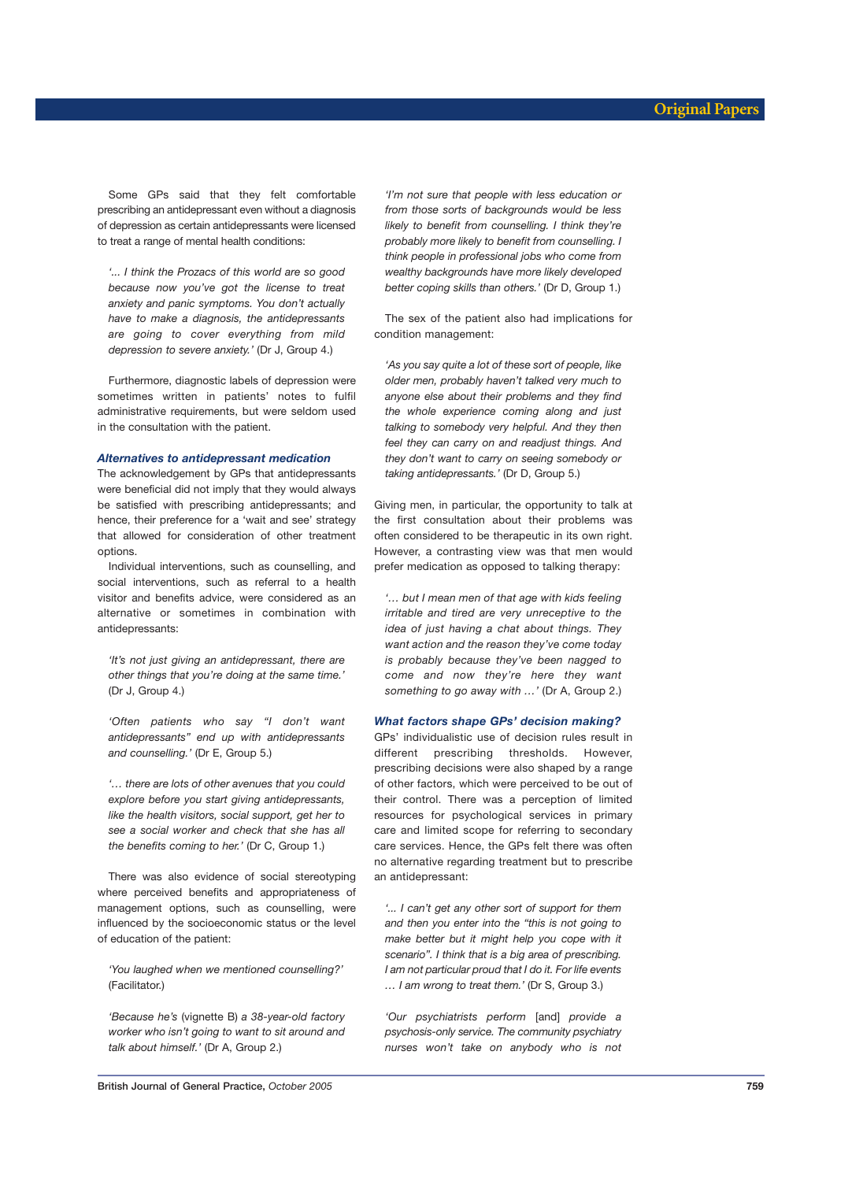Some GPs said that they felt comfortable prescribing an antidepressant even without a diagnosis of depression as certain antidepressants were licensed to treat a range of mental health conditions:

> *'... I think the Prozacs of this world are so good because now you've got the license to treat anxiety and panic symptoms. You don't actually have to make a diagnosis, the antidepressants are going to cover everything from mild depression to severe anxiety.'* (Dr J, Group 4.)

Furthermore, diagnostic labels of depression were sometimes written in patients' notes to fulfil administrative requirements, but were seldom used in the consultation with the patient.

### *Alternatives to antidepressant medication*

The acknowledgement by GPs that antidepressants were beneficial did not imply that they would always be satisfied with prescribing antidepressants; and hence, their preference for a 'wait and see' strategy that allowed for consideration of other treatment options.

Individual interventions, such as counselling, and social interventions, such as referral to a health visitor and benefits advice, were considered as an alternative or sometimes in combination with antidepressants:

> *'It's not just giving an antidepressant, there are other things that you're doing at the same time.'* (Dr J, Group 4.)

> *'Often patients who say "I don't want antidepressants" end up with antidepressants and counselling.'* (Dr E, Group 5.)

> *'… there are lots of other avenues that you could explore before you start giving antidepressants, like the health visitors, social support, get her to see a social worker and check that she has all the benefits coming to her.'* (Dr C, Group 1.)

There was also evidence of social stereotyping where perceived benefits and appropriateness of management options, such as counselling, were influenced by the socioeconomic status or the level of education of the patient:

> *'You laughed when we mentioned counselling?'* (Facilitator.)

> *'Because he's* (vignette B) *a 38-year-old factory worker who isn't going to want to sit around and talk about himself.'* (Dr A, Group 2.)

> *'I'm not sure that people with less education or from those sorts of backgrounds would be less likely to benefit from counselling. I think they're probably more likely to benefit from counselling. I think people in professional jobs who come from wealthy backgrounds have more likely developed better coping skills than others.'* (Dr D, Group 1.)

The sex of the patient also had implications for condition management:

> *'As you say quite a lot of these sort of people, like older men, probably haven't talked very much to anyone else about their problems and they find the whole experience coming along and just talking to somebody very helpful. And they then feel they can carry on and readjust things. And they don't want to carry on seeing somebody or taking antidepressants.'* (Dr D, Group 5.)

Giving men, in particular, the opportunity to talk at the first consultation about their problems was often considered to be therapeutic in its own right. However, a contrasting view was that men would prefer medication as opposed to talking therapy:

> *'… but I mean men of that age with kids feeling irritable and tired are very unreceptive to the idea of just having a chat about things. They want action and the reason they've come today is probably because they've been nagged to come and now they're here they want something to go away with …'* (Dr A, Group 2.)

### *What factors shape GPs' decision making?*

GPs' individualistic use of decision rules result in different prescribing thresholds. However, prescribing decisions were also shaped by a range of other factors, which were perceived to be out of their control. There was a perception of limited resources for psychological services in primary care and limited scope for referring to secondary care services. Hence, the GPs felt there was often no alternative regarding treatment but to prescribe an antidepressant:

> *'... I can't get any other sort of support for them and then you enter into the "this is not going to make better but it might help you cope with it scenario". I think that is a big area of prescribing. I am not particular proud that I do it. For life events … I am wrong to treat them.'* (Dr S, Group 3.)

> *'Our psychiatrists perform* [and] *provide a psychosis-only service. The community psychiatry nurses won't take on anybody who is not*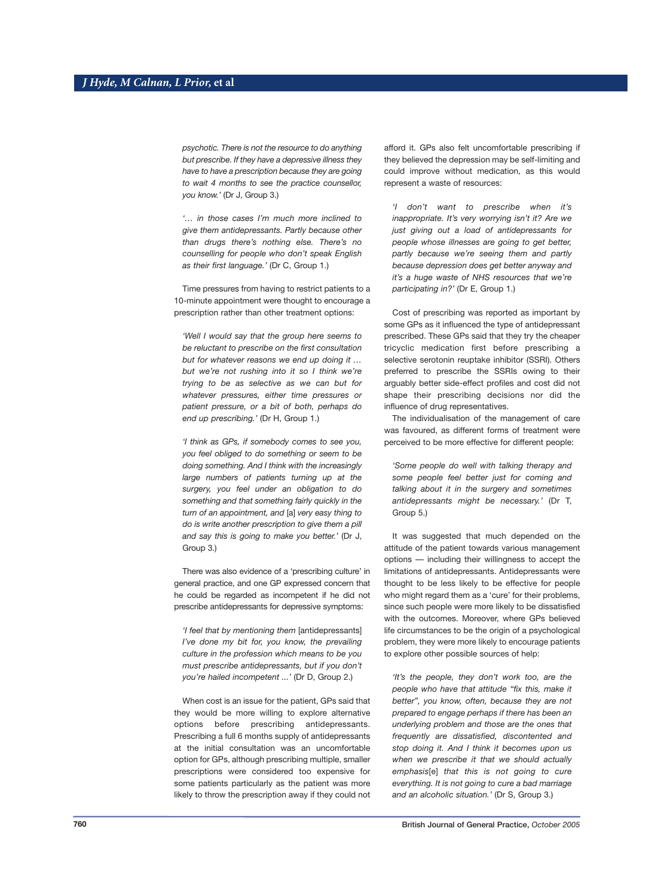*psychotic. There is not the resource to do anything but prescribe. If they have a depressive illness they have to have a prescription because they are going to wait 4 months to see the practice counsellor, you know.'* (Dr J, Group 3.)

*'… in those cases I'm much more inclined to give them antidepressants. Partly because other than drugs there's nothing else. There's no counselling for people who don't speak English as their first language.'* (Dr C, Group 1.)

Time pressures from having to restrict patients to a 10-minute appointment were thought to encourage a prescription rather than other treatment options:

*'Well I would say that the group here seems to be reluctant to prescribe on the first consultation but for whatever reasons we end up doing it … but we're not rushing into it so I think we're trying to be as selective as we can but for whatever pressures, either time pressures or patient pressure, or a bit of both, perhaps do end up prescribing.'* (Dr H, Group 1.)

*'I think as GPs, if somebody comes to see you, you feel obliged to do something or seem to be doing something. And I think with the increasingly large numbers of patients turning up at the surgery, you feel under an obligation to do something and that something fairly quickly in the turn of an appointment, and* [a] *very easy thing to do is write another prescription to give them a pill and say this is going to make you better.'* (Dr J, Group 3.)

There was also evidence of a 'prescribing culture' in general practice, and one GP expressed concern that he could be regarded as incompetent if he did not prescribe antidepressants for depressive symptoms:

*'I feel that by mentioning them* [antidepressants] *I've done my bit for, you know, the prevailing culture in the profession which means to be you must prescribe antidepressants, but if you don't you're hailed incompetent ...'* (Dr D, Group 2.)

When cost is an issue for the patient, GPs said that they would be more willing to explore alternative options before prescribing antidepressants. Prescribing a full 6 months supply of antidepressants at the initial consultation was an uncomfortable option for GPs, although prescribing multiple, smaller prescriptions were considered too expensive for some patients particularly as the patient was more likely to throw the prescription away if they could not afford it. GPs also felt uncomfortable prescribing if they believed the depression may be self-limiting and could improve without medication, as this would represent a waste of resources:

*'I don't want to prescribe when it's inappropriate. It's very worrying isn't it? Are we just giving out a load of antidepressants for people whose illnesses are going to get better, partly because we're seeing them and partly because depression does get better anyway and it's a huge waste of NHS resources that we're participating in?'* (Dr E, Group 1.)

Cost of prescribing was reported as important by some GPs as it influenced the type of antidepressant prescribed. These GPs said that they try the cheaper tricyclic medication first before prescribing a selective serotonin reuptake inhibitor (SSRI). Others preferred to prescribe the SSRIs owing to their arguably better side-effect profiles and cost did not shape their prescribing decisions nor did the influence of drug representatives.

The individualisation of the management of care was favoured, as different forms of treatment were perceived to be more effective for different people:

*'Some people do well with talking therapy and some people feel better just for coming and talking about it in the surgery and sometimes antidepressants might be necessary.'* (Dr T, Group 5.)

It was suggested that much depended on the attitude of the patient towards various management options — including their willingness to accept the limitations of antidepressants. Antidepressants were thought to be less likely to be effective for people who might regard them as a 'cure' for their problems, since such people were more likely to be dissatisfied with the outcomes. Moreover, where GPs believed life circumstances to be the origin of a psychological problem, they were more likely to encourage patients to explore other possible sources of help:

*'It's the people, they don't work too, are the people who have that attitude "fix this, make it better", you know, often, because they are not prepared to engage perhaps if there has been an underlying problem and those are the ones that frequently are dissatisfied, discontented and stop doing it. And I think it becomes upon us when we prescribe it that we should actually emphasis*[e] *that this is not going to cure everything. It is not going to cure a bad marriage and an alcoholic situation.'* (Dr S, Group 3.)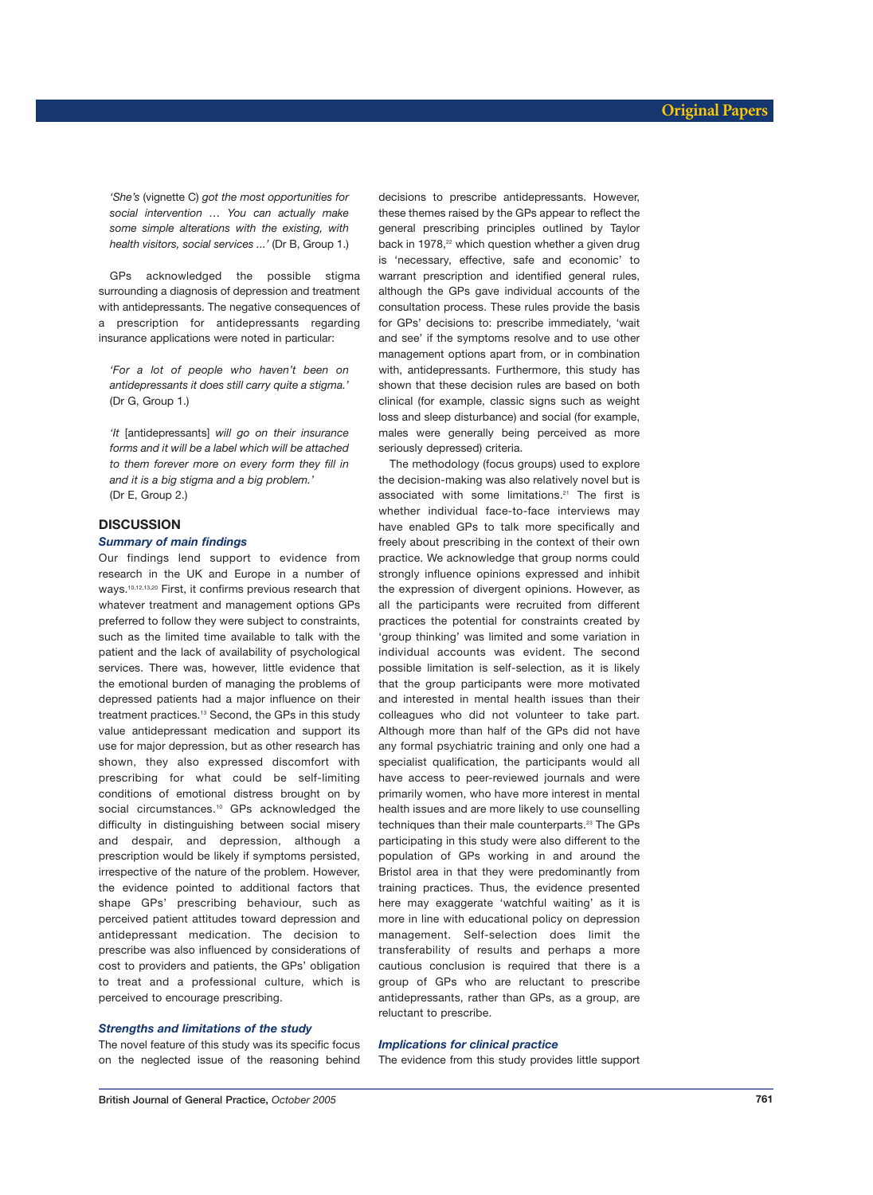*'She's* (vignette C) *got the most opportunities for social intervention … You can actually make some simple alterations with the existing, with health visitors, social services ...'* (Dr B, Group 1.)

GPs acknowledged the possible stigma surrounding a diagnosis of depression and treatment with antidepressants. The negative consequences of a prescription for antidepressants regarding insurance applications were noted in particular:

*'For a lot of people who haven't been on antidepressants it does still carry quite a stigma.'* (Dr G, Group 1.)

*'It* [antidepressants] *will go on their insurance forms and it will be a label which will be attached to them forever more on every form they fill in and it is a big stigma and a big problem.'* (Dr E, Group 2.)

## DISCUSSION

### Summary of main findings

Our findings lend support to evidence from research in the UK and Europe in a number of ways.[10,12,13,20] First, it confirms previous research that whatever treatment and management options GPs preferred to follow they were subject to constraints, such as the limited time available to talk with the patient and the lack of availability of psychological services. There was, however, little evidence that the emotional burden of managing the problems of depressed patients had a major influence on their treatment practices.[13] Second, the GPs in this study value antidepressant medication and support its use for major depression, but as other research has shown, they also expressed discomfort with prescribing for what could be self-limiting conditions of emotional distress brought on by social circumstances.[10] GPs acknowledged the difficulty in distinguishing between social misery and despair, and depression, although a prescription would be likely if symptoms persisted, irrespective of the nature of the problem. However, the evidence pointed to additional factors that shape GPs' prescribing behaviour, such as perceived patient attitudes toward depression and antidepressant medication. The decision to prescribe was also influenced by considerations of cost to providers and patients, the GPs' obligation to treat and a professional culture, which is perceived to encourage prescribing.

### Strengths and limitations of the study

The novel feature of this study was its specific focus on the neglected issue of the reasoning behind decisions to prescribe antidepressants. However, these themes raised by the GPs appear to reflect the general prescribing principles outlined by Taylor back in 1978,[22] which question whether a given drug is 'necessary, effective, safe and economic' to warrant prescription and identified general rules, although the GPs gave individual accounts of the consultation process. These rules provide the basis for GPs' decisions to: prescribe immediately, 'wait and see' if the symptoms resolve and to use other management options apart from, or in combination with, antidepressants. Furthermore, this study has shown that these decision rules are based on both clinical (for example, classic signs such as weight loss and sleep disturbance) and social (for example, males were generally being perceived as more seriously depressed) criteria.

The methodology (focus groups) used to explore the decision-making was also relatively novel but is associated with some limitations.[21] The first is whether individual face-to-face interviews may have enabled GPs to talk more specifically and freely about prescribing in the context of their own practice. We acknowledge that group norms could strongly influence opinions expressed and inhibit the expression of divergent opinions. However, as all the participants were recruited from different practices the potential for constraints created by 'group thinking' was limited and some variation in individual accounts was evident. The second possible limitation is self-selection, as it is likely that the group participants were more motivated and interested in mental health issues than their colleagues who did not volunteer to take part. Although more than half of the GPs did not have any formal psychiatric training and only one had a specialist qualification, the participants would all have access to peer-reviewed journals and were primarily women, who have more interest in mental health issues and are more likely to use counselling techniques than their male counterparts.[23] The GPs participating in this study were also different to the population of GPs working in and around the Bristol area in that they were predominantly from training practices. Thus, the evidence presented here may exaggerate 'watchful waiting' as it is more in line with educational policy on depression management. Self-selection does limit the transferability of results and perhaps a more cautious conclusion is required that there is a group of GPs who are reluctant to prescribe antidepressants, rather than GPs, as a group, are reluctant to prescribe.

### Implications for clinical practice

The evidence from this study provides little support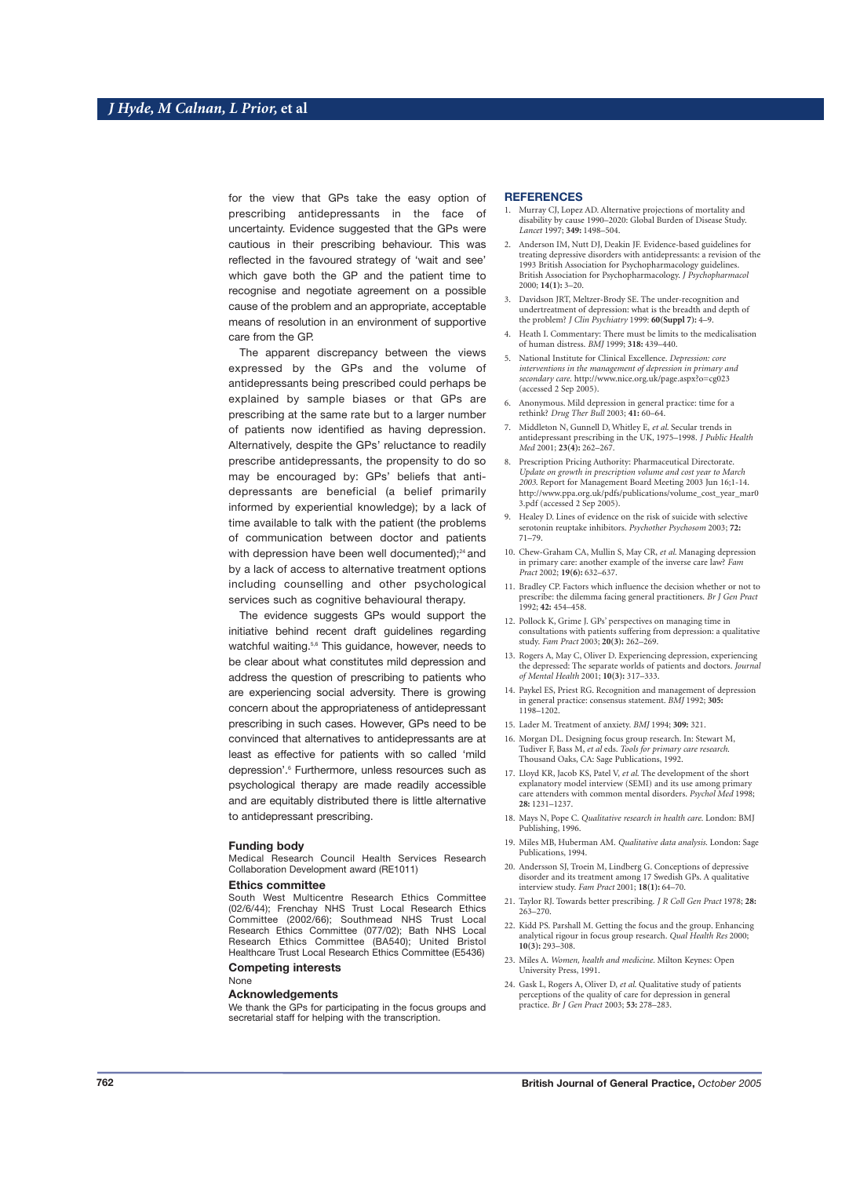for the view that GPs take the easy option of prescribing antidepressants in the face of uncertainty. Evidence suggested that the GPs were cautious in their prescribing behaviour. This was reflected in the favoured strategy of 'wait and see' which gave both the GP and the patient time to recognise and negotiate agreement on a possible cause of the problem and an appropriate, acceptable means of resolution in an environment of supportive care from the GP.

The apparent discrepancy between the views expressed by the GPs and the volume of antidepressants being prescribed could perhaps be explained by sample biases or that GPs are prescribing at the same rate but to a larger number of patients now identified as having depression. Alternatively, despite the GPs' reluctance to readily prescribe antidepressants, the propensity to do so may be encouraged by: GPs' beliefs that antidepressants are beneficial (a belief primarily informed by experiential knowledge); by a lack of time available to talk with the patient (the problems of communication between doctor and patients with depression have been well documented);[24] and by a lack of access to alternative treatment options including counselling and other psychological services such as cognitive behavioural therapy.

The evidence suggests GPs would support the initiative behind recent draft guidelines regarding watchful waiting.[5,6] This guidance, however, needs to be clear about what constitutes mild depression and address the question of prescribing to patients who are experiencing social adversity. There is growing concern about the appropriateness of antidepressant prescribing in such cases. However, GPs need to be convinced that alternatives to antidepressants are at least as effective for patients with so called 'mild depression'.[6] Furthermore, unless resources such as psychological therapy are made readily accessible and are equitably distributed there is little alternative to antidepressant prescribing.

### Funding body

Medical Research Council Health Services Research Collaboration Development award (RE1011)

### Ethics committee

South West Multicentre Research Ethics Committee (02/6/44); Frenchay NHS Trust Local Research Ethics Committee (2002/66); Southmead NHS Trust Local Research Ethics Committee (077/02); Bath NHS Local Research Ethics Committee (BA540); United Bristol Healthcare Trust Local Research Ethics Committee (E5436)

### Competing interests

None

### Acknowledgements

We thank the GPs for participating in the focus groups and secretarial staff for helping with the transcription.

## REFERENCES

1. Murray CJ, Lopez AD. Alternative projections of mortality and disability by cause 1990–2020: Global Burden of Disease Study. *Lancet* 1997; **349:** 1498–504.
2. Anderson IM, Nutt DJ, Deakin JF. Evidence-based guidelines for treating depressive disorders with antidepressants: a revision of the 1993 British Association for Psychopharmacology guidelines. British Association for Psychopharmacology. *J Psychopharmacol* 2000; **14(1):** 3–20.
3. Davidson JRT, Meltzer-Brody SE. The under-recognition and undertreatment of depression: what is the breadth and depth of the problem? *J Clin Psychiatry* 1999: **60(Suppl 7):** 4–9.
4. Heath I. Commentary: There must be limits to the medicalisation of human distress. *BMJ* 1999; **318:** 439–440.
5. National Institute for Clinical Excellence. *Depression: core interventions in the management of depression in primary and secondary care.* http://www.nice.org.uk/page.aspx?o=cg023 (accessed 2 Sep 2005).
6. Anonymous. Mild depression in general practice: time for a rethink? *Drug Ther Bull* 2003; **41:** 60–64.
7. Middleton N, Gunnell D, Whitley E, *et al.* Secular trends in antidepressant prescribing in the UK, 1975–1998. *J Public Health Med* 2001; **23(4):** 262–267.
8. Prescription Pricing Authority: Pharmaceutical Directorate. *Update on growth in prescription volume and cost year to March 2003.* Report for Management Board Meeting 2003 Jun 16;1-14. http://www.ppa.org.uk/pdfs/publications/volume_cost_year_mar03.pdf (accessed 2 Sep 2005).
9. Healey D. Lines of evidence on the risk of suicide with selective serotonin reuptake inhibitors. *Psychother Psychosom* 2003; **72:** 71–79.
10. Chew-Graham CA, Mullin S, May CR, *et al.* Managing depression in primary care: another example of the inverse care law? *Fam Pract* 2002; **19(6):** 632–637.
11. Bradley CP. Factors which influence the decision whether or not to prescribe: the dilemma facing general practitioners. *Br J Gen Pract* 1992; **42:** 454–458.
12. Pollock K, Grime J. GPs' perspectives on managing time in consultations with patients suffering from depression: a qualitative study. *Fam Pract* 2003; **20(3):** 262–269.
13. Rogers A, May C, Oliver D. Experiencing depression, experiencing the depressed: The separate worlds of patients and doctors. *Journal of Mental Health* 2001; **10(3):** 317–333.
14. Paykel ES, Priest RG. Recognition and management of depression in general practice: consensus statement. *BMJ* 1992; **305:** 1198–1202.
15. Lader M. Treatment of anxiety. *BMJ* 1994; **309:** 321.
16. Morgan DL. Designing focus group research. In: Stewart M, Tudiver F, Bass M, *et al* eds. *Tools for primary care research.* Thousand Oaks, CA: Sage Publications, 1992.
17. Lloyd KR, Jacob KS, Patel V, *et al.* The development of the short explanatory model interview (SEMI) and its use among primary care attenders with common mental disorders. *Psychol Med* 1998; **28:** 1231–1237.
18. Mays N, Pope C. *Qualitative research in health care.* London: BMJ Publishing, 1996.
19. Miles MB, Huberman AM. *Qualitative data analysis.* London: Sage Publications, 1994.
20. Andersson SJ, Troein M, Lindberg G. Conceptions of depressive disorder and its treatment among 17 Swedish GPs. A qualitative interview study. *Fam Pract* 2001; **18(1):** 64–70.
21. Taylor RJ. Towards better prescribing. *J R Coll Gen Pract* 1978; **28:** 263–270.
22. Kidd PS. Parshall M. Getting the focus and the group. Enhancing analytical rigour in focus group research. *Qual Health Res* 2000; **10(3):** 293–308.
23. Miles A. *Women, health and medicine.* Milton Keynes: Open University Press, 1991.
24. Gask L, Rogers A, Oliver D, *et al.* Qualitative study of patients perceptions of the quality of care for depression in general practice. *Br J Gen Pract* 2003; **53:** 278–283.